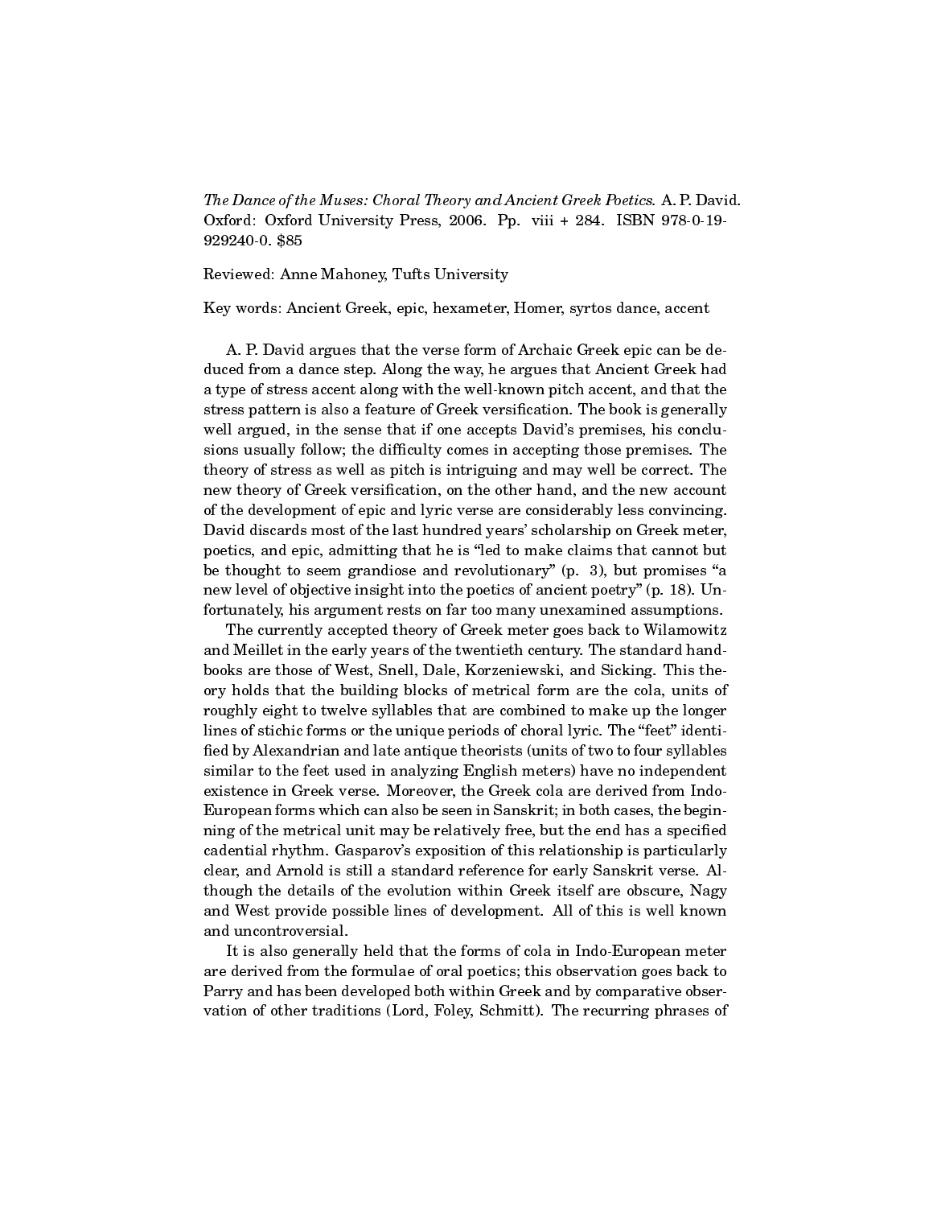*The Dance of the Muses: Choral Theory and Ancient Greek Poetics.* A. P. David. Oxford: Oxford University Press, 2006. Pp. viii + 284. ISBN 978-0-19-929240-0. $85

Reviewed: Anne Mahoney, Tufts University

Key words: Ancient Greek, epic, hexameter, Homer, syrtos dance, accent

A. P. David argues that the verse form of Archaic Greek epic can be deduced from a dance step. Along the way, he argues that Ancient Greek had a type of stress accent along with the well-known pitch accent, and that the stress pattern is also a feature of Greek versification. The book is generally well argued, in the sense that if one accepts David's premises, his conclusions usually follow; the difficulty comes in accepting those premises. The theory of stress as well as pitch is intriguing and may well be correct. The new theory of Greek versification, on the other hand, and the new account of the development of epic and lyric verse are considerably less convincing. David discards most of the last hundred years' scholarship on Greek meter, poetics, and epic, admitting that he is "led to make claims that cannot but be thought to seem grandiose and revolutionary" (p. 3), but promises "a new level of objective insight into the poetics of ancient poetry" (p. 18). Unfortunately, his argument rests on far too many unexamined assumptions.

The currently accepted theory of Greek meter goes back to Wilamowitz and Meillet in the early years of the twentieth century. The standard handbooks are those of West, Snell, Dale, Korzeniewski, and Sicking. This theory holds that the building blocks of metrical form are the cola, units of roughly eight to twelve syllables that are combined to make up the longer lines of stichic forms or the unique periods of choral lyric. The "feet" identified by Alexandrian and late antique theorists (units of two to four syllables similar to the feet used in analyzing English meters) have no independent existence in Greek verse. Moreover, the Greek cola are derived from Indo-European forms which can also be seen in Sanskrit; in both cases, the beginning of the metrical unit may be relatively free, but the end has a specified cadential rhythm. Gasparov's exposition of this relationship is particularly clear, and Arnold is still a standard reference for early Sanskrit verse. Although the details of the evolution within Greek itself are obscure, Nagy and West provide possible lines of development. All of this is well known and uncontroversial.

It is also generally held that the forms of cola in Indo-European meter are derived from the formulae of oral poetics; this observation goes back to Parry and has been developed both within Greek and by comparative observation of other traditions (Lord, Foley, Schmitt). The recurring phrases of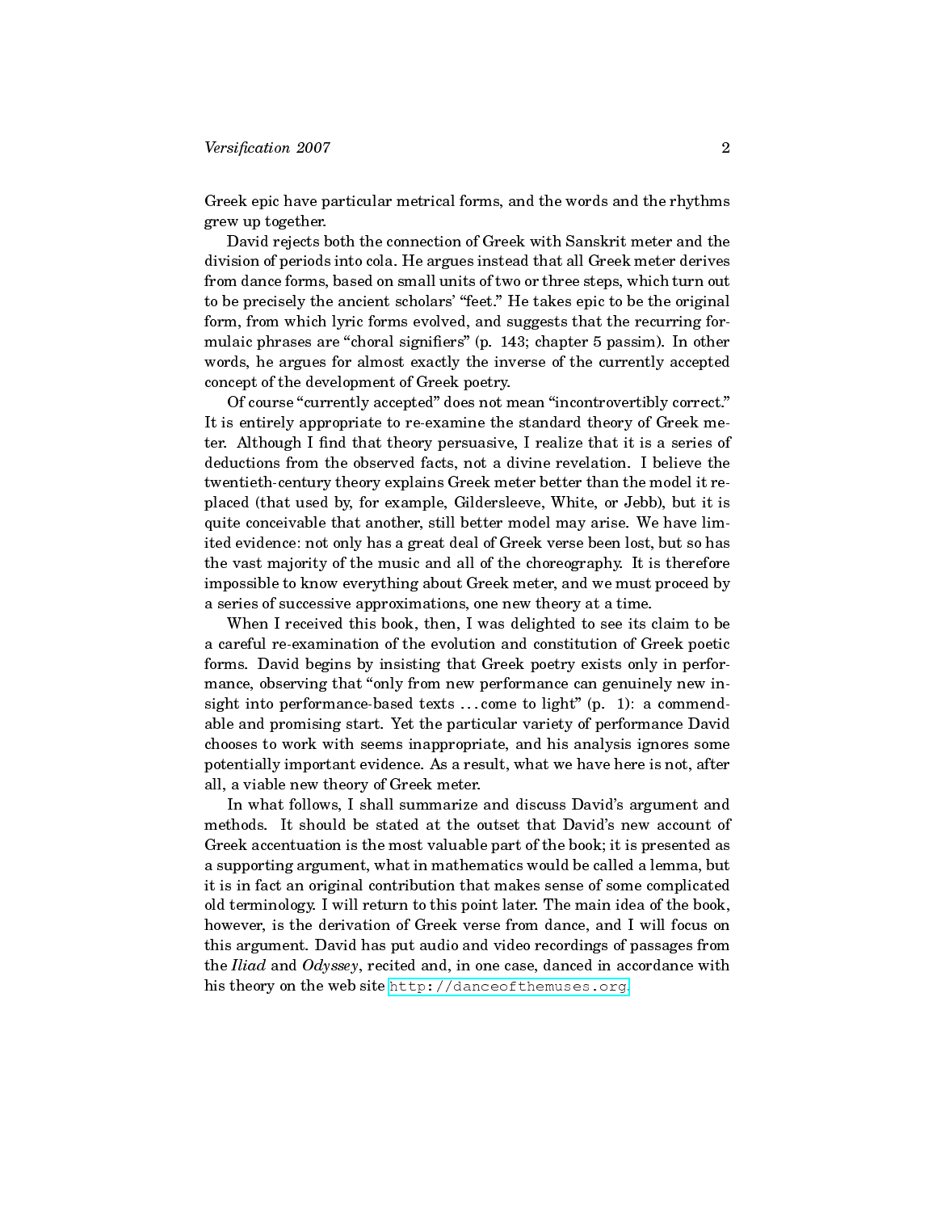Greek epic have particular metrical forms, and the words and the rhythms grew up together.

David rejects both the connection of Greek with Sanskrit meter and the division of periods into cola. He argues instead that all Greek meter derives from dance forms, based on small units of two or three steps, which turn out to be precisely the ancient scholars' "feet." He takes epic to be the original form, from which lyric forms evolved, and suggests that the recurring formulaic phrases are "choral signifiers" (p. 143; chapter 5 passim). In other words, he argues for almost exactly the inverse of the currently accepted concept of the development of Greek poetry.

Of course "currently accepted" does not mean "incontrovertibly correct." It is entirely appropriate to re-examine the standard theory of Greek meter. Although I find that theory persuasive, I realize that it is a series of deductions from the observed facts, not a divine revelation. I believe the twentieth-century theory explains Greek meter better than the model it replaced (that used by, for example, Gildersleeve, White, or Jebb), but it is quite conceivable that another, still better model may arise. We have limited evidence: not only has a great deal of Greek verse been lost, but so has the vast majority of the music and all of the choreography. It is therefore impossible to know everything about Greek meter, and we must proceed by a series of successive approximations, one new theory at a time.

When I received this book, then, I was delighted to see its claim to be a careful re-examination of the evolution and constitution of Greek poetic forms. David begins by insisting that Greek poetry exists only in performance, observing that "only from new performance can genuinely new insight into performance-based texts . . . come to light" (p. 1): a commendable and promising start. Yet the particular variety of performance David chooses to work with seems inappropriate, and his analysis ignores some potentially important evidence. As a result, what we have here is not, after all, a viable new theory of Greek meter.

In what follows, I shall summarize and discuss David's argument and methods. It should be stated at the outset that David's new account of Greek accentuation is the most valuable part of the book; it is presented as a supporting argument, what in mathematics would be called a lemma, but it is in fact an original contribution that makes sense of some complicated old terminology. I will return to this point later. The main idea of the book, however, is the derivation of Greek verse from dance, and I will focus on this argument. David has put audio and video recordings of passages from the *Iliad* and *Odyssey*, recited and, in one case, danced in accordance with his theory on the web site http://danceofthemuses.org.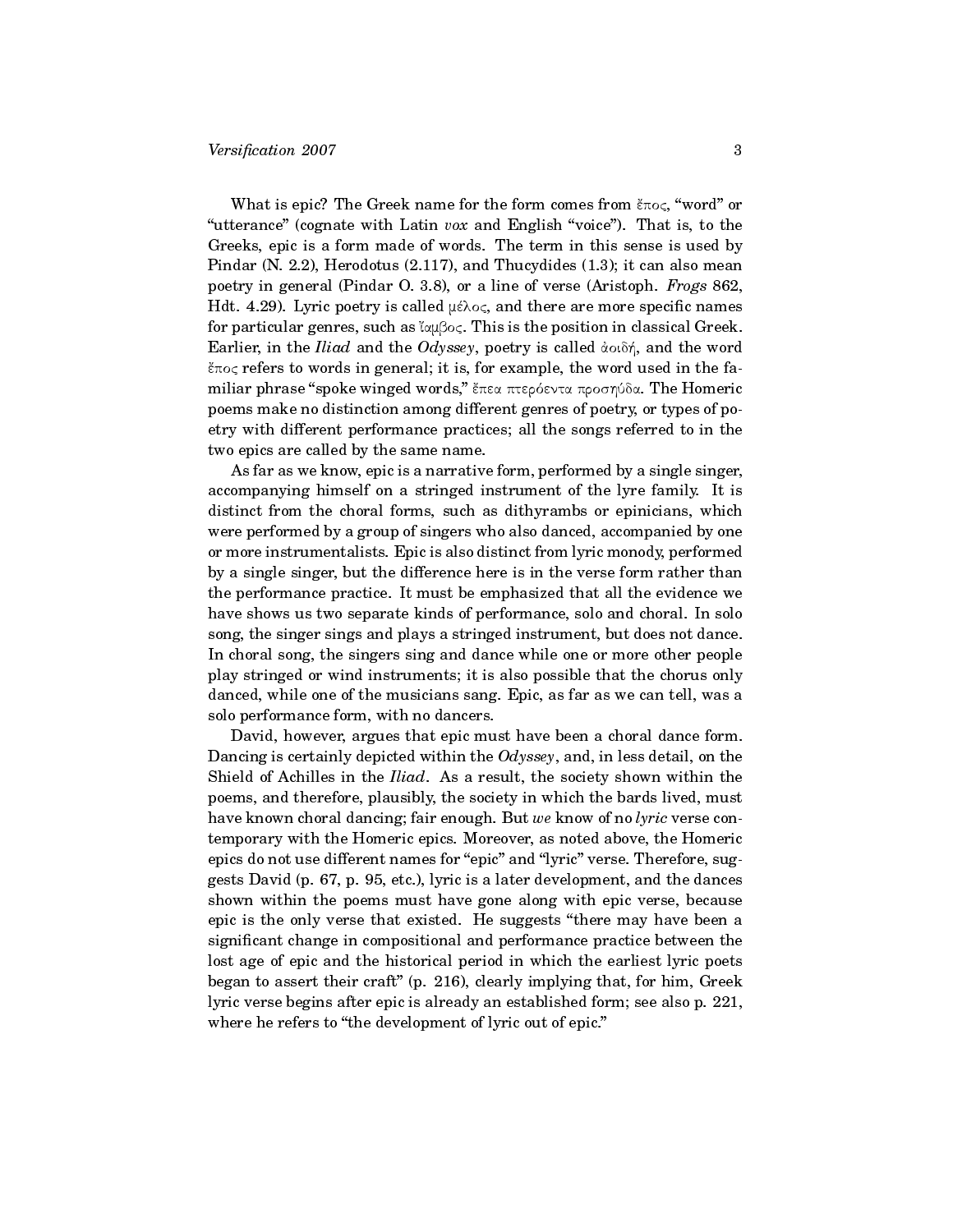What is epic? The Greek name for the form comes from ἔπος, "word" or "utterance" (cognate with Latin *vox* and English "voice"). That is, to the Greeks, epic is a form made of words. The term in this sense is used by Pindar (N. 2.2), Herodotus (2.117), and Thucydides (1.3); it can also mean poetry in general (Pindar O. 3.8), or a line of verse (Aristoph. *Frogs* 862, Hdt. 4.29). Lyric poetry is called μέλος, and there are more specific names for particular genres, such as ἴαμβος. This is the position in classical Greek. Earlier, in the *Iliad* and the *Odyssey*, poetry is called ἀοιδή, and the word ἔπος refers to words in general; it is, for example, the word used in the familiar phrase "spoke winged words," ἔπεα πτερόεντα προσηύδα. The Homeric poems make no distinction among different genres of poetry, or types of poetry with different performance practices; all the songs referred to in the two epics are called by the same name.

As far as we know, epic is a narrative form, performed by a single singer, accompanying himself on a stringed instrument of the lyre family. It is distinct from the choral forms, such as dithyrambs or epinicians, which were performed by a group of singers who also danced, accompanied by one or more instrumentalists. Epic is also distinct from lyric monody, performed by a single singer, but the difference here is in the verse form rather than the performance practice. It must be emphasized that all the evidence we have shows us two separate kinds of performance, solo and choral. In solo song, the singer sings and plays a stringed instrument, but does not dance. In choral song, the singers sing and dance while one or more other people play stringed or wind instruments; it is also possible that the chorus only danced, while one of the musicians sang. Epic, as far as we can tell, was a solo performance form, with no dancers.

David, however, argues that epic must have been a choral dance form. Dancing is certainly depicted within the *Odyssey*, and, in less detail, on the Shield of Achilles in the *Iliad*. As a result, the society shown within the poems, and therefore, plausibly, the society in which the bards lived, must have known choral dancing; fair enough. But *we* know of no *lyric* verse contemporary with the Homeric epics. Moreover, as noted above, the Homeric epics do not use different names for "epic" and "lyric" verse. Therefore, suggests David (p. 67, p. 95, etc.), lyric is a later development, and the dances shown within the poems must have gone along with epic verse, because epic is the only verse that existed. He suggests "there may have been a significant change in compositional and performance practice between the lost age of epic and the historical period in which the earliest lyric poets began to assert their craft" (p. 216), clearly implying that, for him, Greek lyric verse begins after epic is already an established form; see also p. 221, where he refers to "the development of lyric out of epic."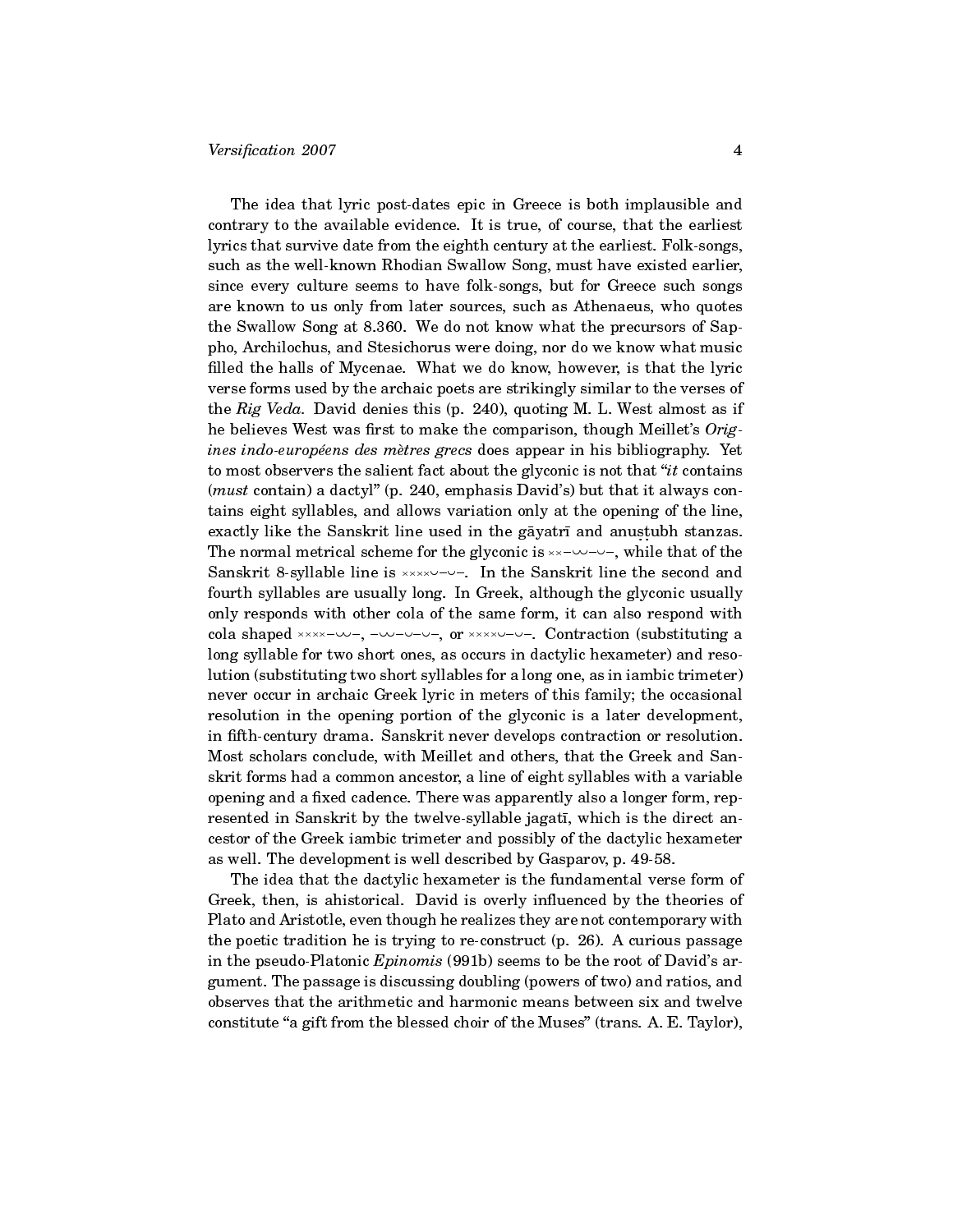The idea that lyric post-dates epic in Greece is both implausible and contrary to the available evidence. It is true, of course, that the earliest lyrics that survive date from the eighth century at the earliest. Folk-songs, such as the well-known Rhodian Swallow Song, must have existed earlier, since every culture seems to have folk-songs, but for Greece such songs are known to us only from later sources, such as Athenaeus, who quotes the Swallow Song at 8.360. We do not know what the precursors of Sappho, Archilochus, and Stesichorus were doing, nor do we know what music filled the halls of Mycenae. What we do know, however, is that the lyric verse forms used by the archaic poets are strikingly similar to the verses of the *Rig Veda*. David denies this (p. 240), quoting M. L. West almost as if he believes West was first to make the comparison, though Meillet's *Origines indo-européens des mètres grecs* does appear in his bibliography. Yet to most observers the salient fact about the glyconic is not that "*it* contains (*must* contain) a dactyl" (p. 240, emphasis David's) but that it always contains eight syllables, and allows variation only at the opening of the line, exactly like the Sanskrit line used in the gāyatrī and anuṣṭubh stanzas. The normal metrical scheme for the glyconic is ××–⏑⏑–⏑–, while that of the Sanskrit 8-syllable line is ××××⏑–⏑–. In the Sanskrit line the second and fourth syllables are usually long. In Greek, although the glyconic usually only responds with other cola of the same form, it can also respond with cola shaped ××××–⏑⏑–, –⏑⏑–⏑–⏑–, or ××××⏑–⏑–. Contraction (substituting a long syllable for two short ones, as occurs in dactylic hexameter) and resolution (substituting two short syllables for a long one, as in iambic trimeter) never occur in archaic Greek lyric in meters of this family; the occasional resolution in the opening portion of the glyconic is a later development, in fifth-century drama. Sanskrit never develops contraction or resolution. Most scholars conclude, with Meillet and others, that the Greek and Sanskrit forms had a common ancestor, a line of eight syllables with a variable opening and a fixed cadence. There was apparently also a longer form, represented in Sanskrit by the twelve-syllable jagatī, which is the direct ancestor of the Greek iambic trimeter and possibly of the dactylic hexameter as well. The development is well described by Gasparov, p. 49-58.

The idea that the dactylic hexameter is the fundamental verse form of Greek, then, is ahistorical. David is overly influenced by the theories of Plato and Aristotle, even though he realizes they are not contemporary with the poetic tradition he is trying to re-construct (p. 26). A curious passage in the pseudo-Platonic *Epinomis* (991b) seems to be the root of David's argument. The passage is discussing doubling (powers of two) and ratios, and observes that the arithmetic and harmonic means between six and twelve constitute "a gift from the blessed choir of the Muses" (trans. A. E. Taylor),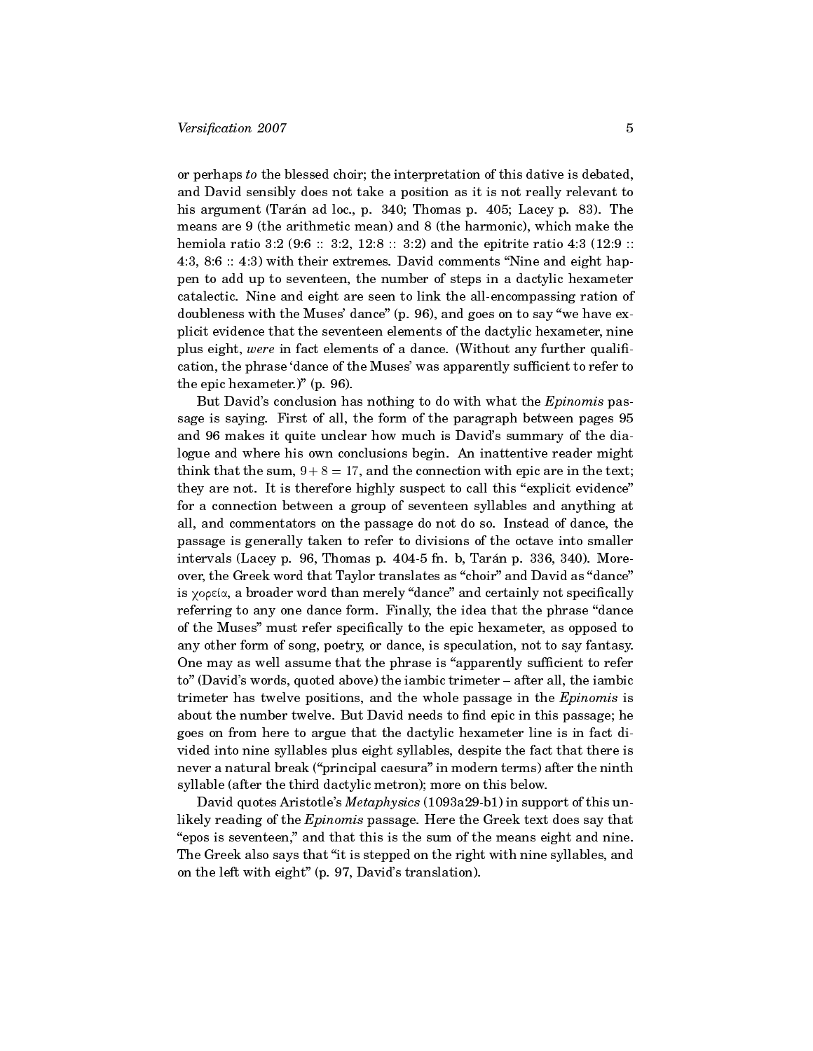or perhaps *to* the blessed choir; the interpretation of this dative is debated, and David sensibly does not take a position as it is not really relevant to his argument (Tarán ad loc., p. 340; Thomas p. 405; Lacey p. 83). The means are 9 (the arithmetic mean) and 8 (the harmonic), which make the hemiola ratio 3:2 (9:6 :: 3:2, 12:8 :: 3:2) and the epitrite ratio 4:3 (12:9 :: 4:3, 8:6 :: 4:3) with their extremes. David comments "Nine and eight happen to add up to seventeen, the number of steps in a dactylic hexameter catalectic. Nine and eight are seen to link the all-encompassing ration of doubleness with the Muses' dance" (p. 96), and goes on to say "we have explicit evidence that the seventeen elements of the dactylic hexameter, nine plus eight, *were* in fact elements of a dance. (Without any further qualification, the phrase 'dance of the Muses' was apparently sufficient to refer to the epic hexameter.)" (p. 96).

But David's conclusion has nothing to do with what the *Epinomis* passage is saying. First of all, the form of the paragraph between pages 95 and 96 makes it quite unclear how much is David's summary of the dialogue and where his own conclusions begin. An inattentive reader might think that the sum, $9 + 8 = 17$, and the connection with epic are in the text; they are not. It is therefore highly suspect to call this "explicit evidence" for a connection between a group of seventeen syllables and anything at all, and commentators on the passage do not do so. Instead of dance, the passage is generally taken to refer to divisions of the octave into smaller intervals (Lacey p. 96, Thomas p. 404-5 fn. b, Tarán p. 336, 340). Moreover, the Greek word that Taylor translates as "choir" and David as "dance" is χορεία, a broader word than merely "dance" and certainly not specifically referring to any one dance form. Finally, the idea that the phrase "dance of the Muses" must refer specifically to the epic hexameter, as opposed to any other form of song, poetry, or dance, is speculation, not to say fantasy. One may as well assume that the phrase is "apparently sufficient to refer to" (David's words, quoted above) the iambic trimeter – after all, the iambic trimeter has twelve positions, and the whole passage in the *Epinomis* is about the number twelve. But David needs to find epic in this passage; he goes on from here to argue that the dactylic hexameter line is in fact divided into nine syllables plus eight syllables, despite the fact that there is never a natural break ("principal caesura" in modern terms) after the ninth syllable (after the third dactylic metron); more on this below.

David quotes Aristotle's *Metaphysics* (1093a29-b1) in support of this unlikely reading of the *Epinomis* passage. Here the Greek text does say that "epos is seventeen," and that this is the sum of the means eight and nine. The Greek also says that "it is stepped on the right with nine syllables, and on the left with eight" (p. 97, David's translation).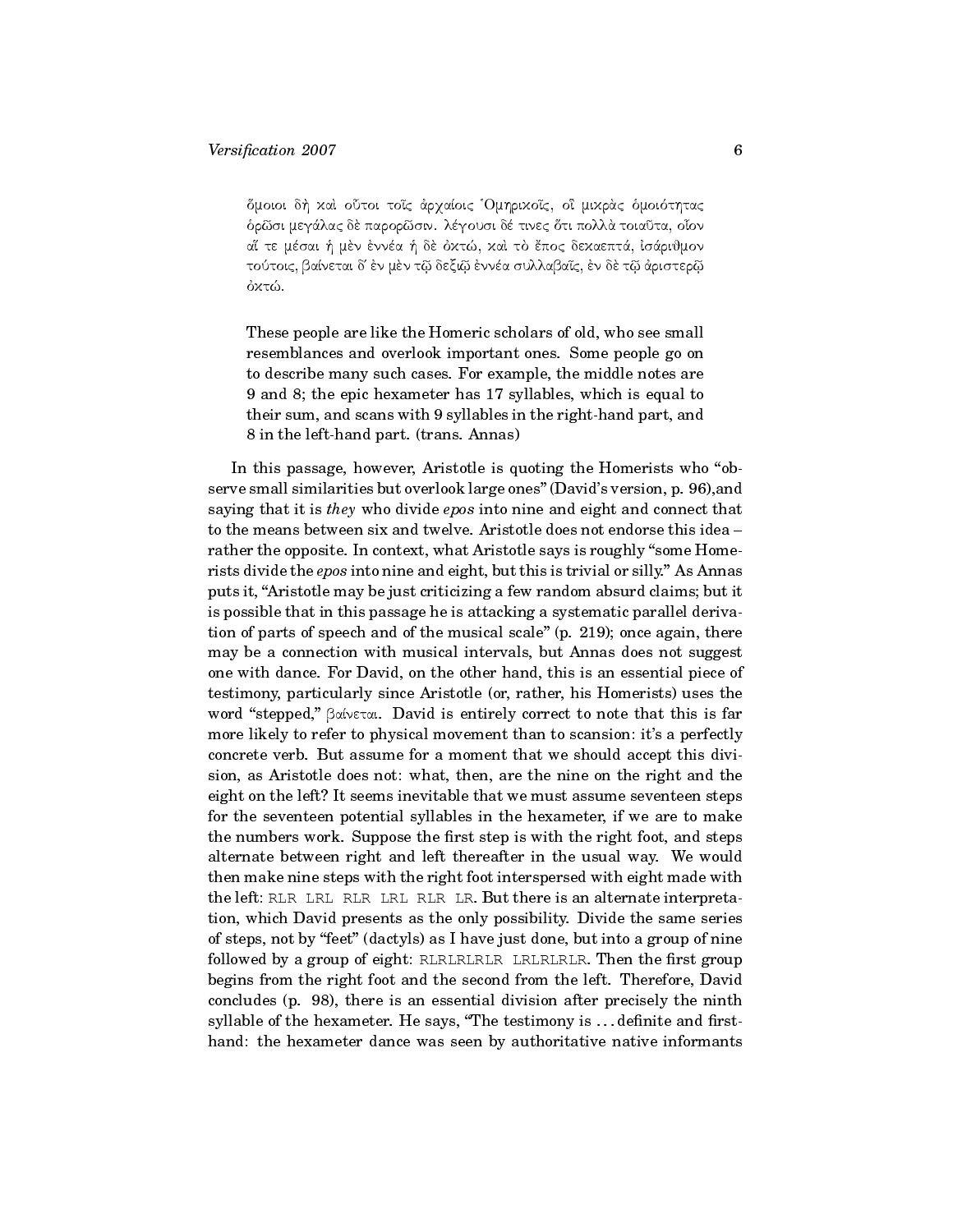> ὅμοιοι δὴ καὶ οὗτοι τοῖς ἀρχαίοις Ὁμηρικοῖς, οἳ μικρὰς ὁμοιότητας ὁρῶσι μεγάλας δὲ παρορῶσιν. λέγουσι δέ τινες ὅτι πολλὰ τοιαῦτα, οἷον αἵ τε μέσαι ἡ μὲν ἐννέα ἡ δὲ ὀκτώ, καὶ τὸ ἔπος δεκαεπτά, ἰσάριθμον τούτοις, βαίνεται δ' ἐν μὲν τῷ δεξιῷ ἐννέα συλλαβαῖς, ἐν δὲ τῷ ἀριστερῷ ὀκτώ.
>
> These people are like the Homeric scholars of old, who see small resemblances and overlook important ones. Some people go on to describe many such cases. For example, the middle notes are 9 and 8; the epic hexameter has 17 syllables, which is equal to their sum, and scans with 9 syllables in the right-hand part, and 8 in the left-hand part. (trans. Annas)

In this passage, however, Aristotle is quoting the Homerists who "observe small similarities but overlook large ones" (David's version, p. 96),and saying that it is *they* who divide *epos* into nine and eight and connect that to the means between six and twelve. Aristotle does not endorse this idea – rather the opposite. In context, what Aristotle says is roughly "some Homerists divide the *epos* into nine and eight, but this is trivial or silly." As Annas puts it, "Aristotle may be just criticizing a few random absurd claims; but it is possible that in this passage he is attacking a systematic parallel derivation of parts of speech and of the musical scale" (p. 219); once again, there may be a connection with musical intervals, but Annas does not suggest one with dance. For David, on the other hand, this is an essential piece of testimony, particularly since Aristotle (or, rather, his Homerists) uses the word "stepped," βαίνεται. David is entirely correct to note that this is far more likely to refer to physical movement than to scansion: it's a perfectly concrete verb. But assume for a moment that we should accept this division, as Aristotle does not: what, then, are the nine on the right and the eight on the left? It seems inevitable that we must assume seventeen steps for the seventeen potential syllables in the hexameter, if we are to make the numbers work. Suppose the first step is with the right foot, and steps alternate between right and left thereafter in the usual way. We would then make nine steps with the right foot interspersed with eight made with the left: `RLR LRL RLR LRL RLR LR`. But there is an alternate interpretation, which David presents as the only possibility. Divide the same series of steps, not by "feet" (dactyls) as I have just done, but into a group of nine followed by a group of eight: `RLRLRLRLR LRLRLRLR`. Then the first group begins from the right foot and the second from the left. Therefore, David concludes (p. 98), there is an essential division after precisely the ninth syllable of the hexameter. He says, "The testimony is . . . definite and first-hand: the hexameter dance was seen by authoritative native informants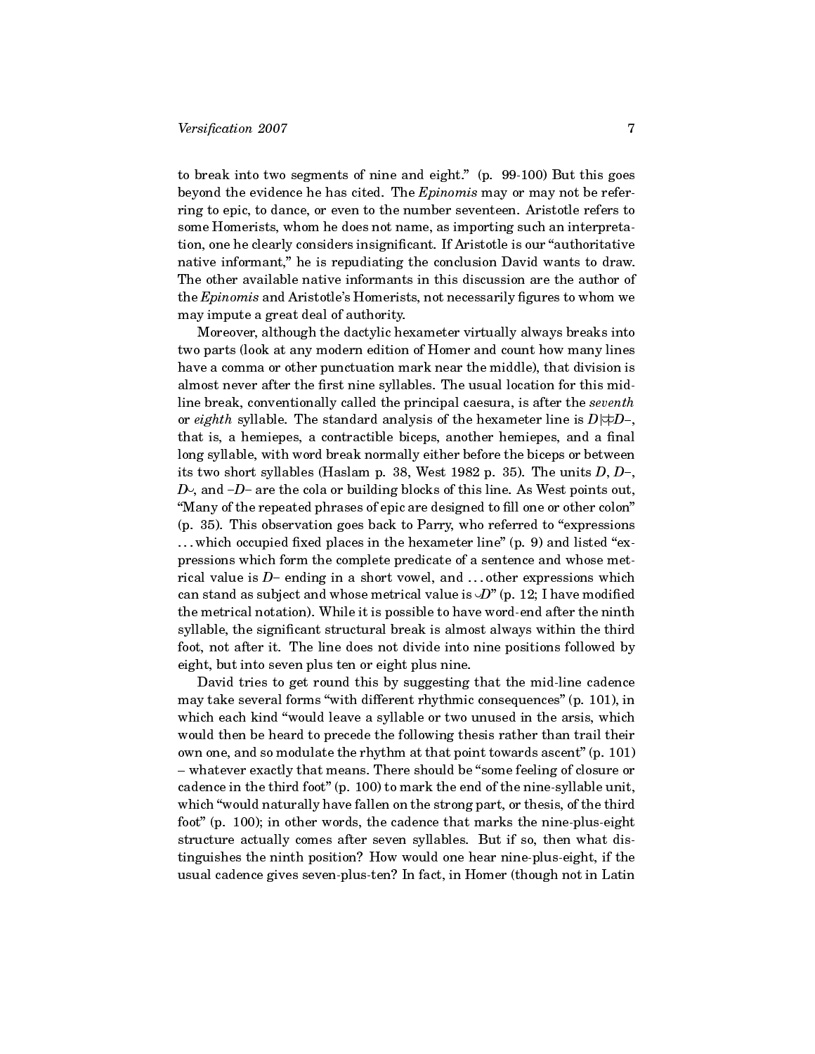to break into two segments of nine and eight." (p. 99-100) But this goes beyond the evidence he has cited. The *Epinomis* may or may not be referring to epic, to dance, or even to the number seventeen. Aristotle refers to some Homerists, whom he does not name, as importing such an interpretation, one he clearly considers insignificant. If Aristotle is our "authoritative native informant," he is repudiating the conclusion David wants to draw. The other available native informants in this discussion are the author of the *Epinomis* and Aristotle's Homerists, not necessarily figures to whom we may impute a great deal of authority.

Moreover, although the dactylic hexameter virtually always breaks into two parts (look at any modern edition of Homer and count how many lines have a comma or other punctuation mark near the middle), that division is almost never after the first nine syllables. The usual location for this mid-line break, conventionally called the principal caesura, is after the *seventh* or *eighth* syllable. The standard analysis of the hexameter line is *D*|⏔*D*–, that is, a hemiepes, a contractible biceps, another hemiepes, and a final long syllable, with word break normally either before the biceps or between its two short syllables (Haslam p. 38, West 1982 p. 35). The units *D*, *D*–, *D*⏑, and –*D*– are the cola or building blocks of this line. As West points out, "Many of the repeated phrases of epic are designed to fill one or other colon" (p. 35). This observation goes back to Parry, who referred to "expressions ... which occupied fixed places in the hexameter line" (p. 9) and listed "expressions which form the complete predicate of a sentence and whose metrical value is *D*– ending in a short vowel, and ... other expressions which can stand as subject and whose metrical value is ⏑*D*" (p. 12; I have modified the metrical notation). While it is possible to have word-end after the ninth syllable, the significant structural break is almost always within the third foot, not after it. The line does not divide into nine positions followed by eight, but into seven plus ten or eight plus nine.

David tries to get round this by suggesting that the mid-line cadence may take several forms "with different rhythmic consequences" (p. 101), in which each kind "would leave a syllable or two unused in the arsis, which would then be heard to precede the following thesis rather than trail their own one, and so modulate the rhythm at that point towards ascent" (p. 101) – whatever exactly that means. There should be "some feeling of closure or cadence in the third foot" (p. 100) to mark the end of the nine-syllable unit, which "would naturally have fallen on the strong part, or thesis, of the third foot" (p. 100); in other words, the cadence that marks the nine-plus-eight structure actually comes after seven syllables. But if so, then what distinguishes the ninth position? How would one hear nine-plus-eight, if the usual cadence gives seven-plus-ten? In fact, in Homer (though not in Latin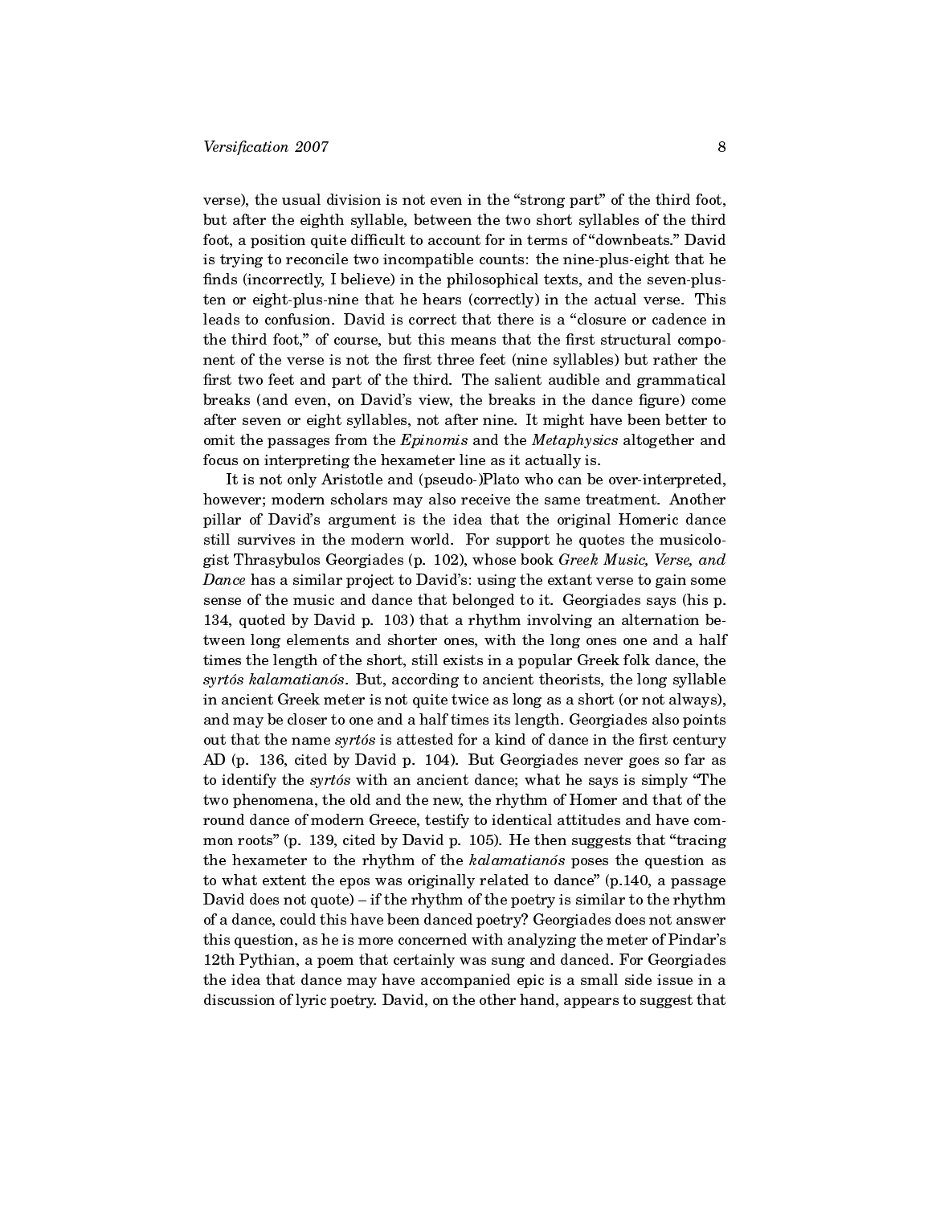verse), the usual division is not even in the "strong part" of the third foot, but after the eighth syllable, between the two short syllables of the third foot, a position quite difficult to account for in terms of "downbeats." David is trying to reconcile two incompatible counts: the nine-plus-eight that he finds (incorrectly, I believe) in the philosophical texts, and the seven-plus-ten or eight-plus-nine that he hears (correctly) in the actual verse. This leads to confusion. David is correct that there is a "closure or cadence in the third foot," of course, but this means that the first structural component of the verse is not the first three feet (nine syllables) but rather the first two feet and part of the third. The salient audible and grammatical breaks (and even, on David's view, the breaks in the dance figure) come after seven or eight syllables, not after nine. It might have been better to omit the passages from the *Epinomis* and the *Metaphysics* altogether and focus on interpreting the hexameter line as it actually is.

It is not only Aristotle and (pseudo-)Plato who can be over-interpreted, however; modern scholars may also receive the same treatment. Another pillar of David's argument is the idea that the original Homeric dance still survives in the modern world. For support he quotes the musicologist Thrasybulos Georgiades (p. 102), whose book *Greek Music, Verse, and Dance* has a similar project to David's: using the extant verse to gain some sense of the music and dance that belonged to it. Georgiades says (his p. 134, quoted by David p. 103) that a rhythm involving an alternation between long elements and shorter ones, with the long ones one and a half times the length of the short, still exists in a popular Greek folk dance, the *syrtós kalamatianós*. But, according to ancient theorists, the long syllable in ancient Greek meter is not quite twice as long as a short (or not always), and may be closer to one and a half times its length. Georgiades also points out that the name *syrtós* is attested for a kind of dance in the first century AD (p. 136, cited by David p. 104). But Georgiades never goes so far as to identify the *syrtós* with an ancient dance; what he says is simply "The two phenomena, the old and the new, the rhythm of Homer and that of the round dance of modern Greece, testify to identical attitudes and have common roots" (p. 139, cited by David p. 105). He then suggests that "tracing the hexameter to the rhythm of the *kalamatianós* poses the question as to what extent the epos was originally related to dance" (p.140, a passage David does not quote) – if the rhythm of the poetry is similar to the rhythm of a dance, could this have been danced poetry? Georgiades does not answer this question, as he is more concerned with analyzing the meter of Pindar's 12th Pythian, a poem that certainly was sung and danced. For Georgiades the idea that dance may have accompanied epic is a small side issue in a discussion of lyric poetry. David, on the other hand, appears to suggest that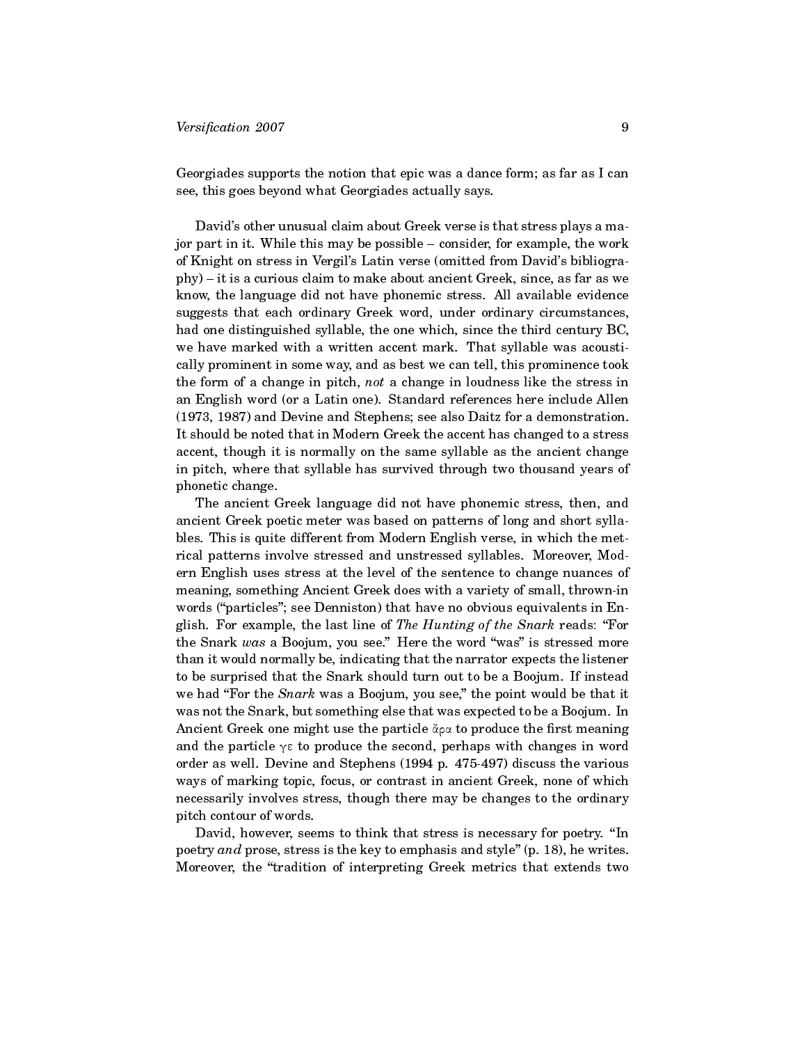Georgiades supports the notion that epic was a dance form; as far as I can see, this goes beyond what Georgiades actually says.

David's other unusual claim about Greek verse is that stress plays a major part in it. While this may be possible – consider, for example, the work of Knight on stress in Vergil's Latin verse (omitted from David's bibliography) – it is a curious claim to make about ancient Greek, since, as far as we know, the language did not have phonemic stress. All available evidence suggests that each ordinary Greek word, under ordinary circumstances, had one distinguished syllable, the one which, since the third century BC, we have marked with a written accent mark. That syllable was acoustically prominent in some way, and as best we can tell, this prominence took the form of a change in pitch, *not* a change in loudness like the stress in an English word (or a Latin one). Standard references here include Allen (1973, 1987) and Devine and Stephens; see also Daitz for a demonstration. It should be noted that in Modern Greek the accent has changed to a stress accent, though it is normally on the same syllable as the ancient change in pitch, where that syllable has survived through two thousand years of phonetic change.

The ancient Greek language did not have phonemic stress, then, and ancient Greek poetic meter was based on patterns of long and short syllables. This is quite different from Modern English verse, in which the metrical patterns involve stressed and unstressed syllables. Moreover, Modern English uses stress at the level of the sentence to change nuances of meaning, something Ancient Greek does with a variety of small, thrown-in words ("particles"; see Denniston) that have no obvious equivalents in English. For example, the last line of *The Hunting of the Snark* reads: "For the Snark *was* a Boojum, you see." Here the word "was" is stressed more than it would normally be, indicating that the narrator expects the listener to be surprised that the Snark should turn out to be a Boojum. If instead we had "For the *Snark* was a Boojum, you see," the point would be that it was not the Snark, but something else that was expected to be a Boojum. In Ancient Greek one might use the particle ἄρα to produce the first meaning and the particle γε to produce the second, perhaps with changes in word order as well. Devine and Stephens (1994 p. 475-497) discuss the various ways of marking topic, focus, or contrast in ancient Greek, none of which necessarily involves stress, though there may be changes to the ordinary pitch contour of words.

David, however, seems to think that stress is necessary for poetry. "In poetry *and* prose, stress is the key to emphasis and style" (p. 18), he writes. Moreover, the "tradition of interpreting Greek metrics that extends two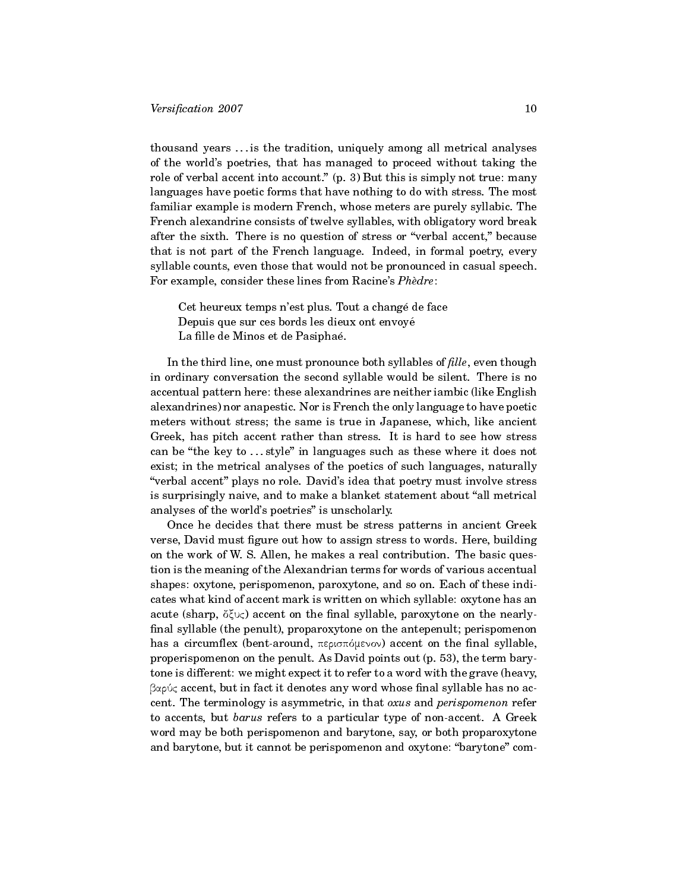thousand years . . . is the tradition, uniquely among all metrical analyses of the world's poetries, that has managed to proceed without taking the role of verbal accent into account." (p. 3) But this is simply not true: many languages have poetic forms that have nothing to do with stress. The most familiar example is modern French, whose meters are purely syllabic. The French alexandrine consists of twelve syllables, with obligatory word break after the sixth. There is no question of stress or "verbal accent," because that is not part of the French language. Indeed, in formal poetry, every syllable counts, even those that would not be pronounced in casual speech. For example, consider these lines from Racine's *Phèdre*:

> Cet heureux temps n'est plus. Tout a changé de face
> Depuis que sur ces bords les dieux ont envoyé
> La fille de Minos et de Pasiphaé.

In the third line, one must pronounce both syllables of *fille*, even though in ordinary conversation the second syllable would be silent. There is no accentual pattern here: these alexandrines are neither iambic (like English alexandrines) nor anapestic. Nor is French the only language to have poetic meters without stress; the same is true in Japanese, which, like ancient Greek, has pitch accent rather than stress. It is hard to see how stress can be "the key to . . . style" in languages such as these where it does not exist; in the metrical analyses of the poetics of such languages, naturally "verbal accent" plays no role. David's idea that poetry must involve stress is surprisingly naive, and to make a blanket statement about "all metrical analyses of the world's poetries" is unscholarly.

Once he decides that there must be stress patterns in ancient Greek verse, David must figure out how to assign stress to words. Here, building on the work of W. S. Allen, he makes a real contribution. The basic question is the meaning of the Alexandrian terms for words of various accentual shapes: oxytone, perispomenon, paroxytone, and so on. Each of these indicates what kind of accent mark is written on which syllable: oxytone has an acute (sharp, ὄξυς) accent on the final syllable, paroxytone on the nearly-final syllable (the penult), proparoxytone on the antepenult; perispomenon has a circumflex (bent-around, περισπόμενον) accent on the final syllable, properispomenon on the penult. As David points out (p. 53), the term barytone is different: we might expect it to refer to a word with the grave (heavy, βαρύς accent, but in fact it denotes any word whose final syllable has no accent. The terminology is asymmetric, in that *oxus* and *perispomenon* refer to accents, but *barus* refers to a particular type of non-accent. A Greek word may be both perispomenon and barytone, say, or both proparoxytone and barytone, but it cannot be perispomenon and oxytone: "barytone" com-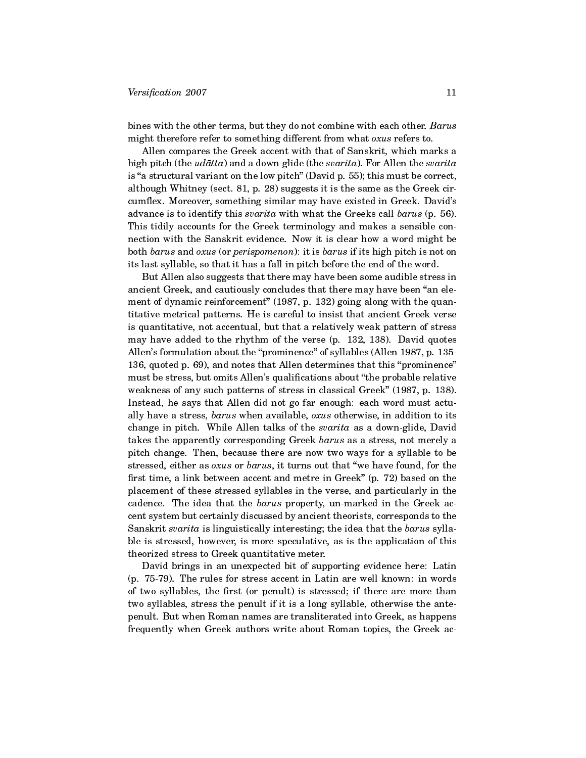bines with the other terms, but they do not combine with each other. *Barus* might therefore refer to something different from what *oxus* refers to.

Allen compares the Greek accent with that of Sanskrit, which marks a high pitch (the *udātta*) and a down-glide (the *svarita*). For Allen the *svarita* is "a structural variant on the low pitch" (David p. 55); this must be correct, although Whitney (sect. 81, p. 28) suggests it is the same as the Greek circumflex. Moreover, something similar may have existed in Greek. David's advance is to identify this *svarita* with what the Greeks call *barus* (p. 56). This tidily accounts for the Greek terminology and makes a sensible connection with the Sanskrit evidence. Now it is clear how a word might be both *barus* and *oxus* (or *perispomenon*): it is *barus* if its high pitch is not on its last syllable, so that it has a fall in pitch before the end of the word.

But Allen also suggests that there may have been some audible stress in ancient Greek, and cautiously concludes that there may have been "an element of dynamic reinforcement" (1987, p. 132) going along with the quantitative metrical patterns. He is careful to insist that ancient Greek verse is quantitative, not accentual, but that a relatively weak pattern of stress may have added to the rhythm of the verse (p. 132, 138). David quotes Allen's formulation about the "prominence" of syllables (Allen 1987, p. 135-136, quoted p. 69), and notes that Allen determines that this "prominence" must be stress, but omits Allen's qualifications about "the probable relative weakness of any such patterns of stress in classical Greek" (1987, p. 138). Instead, he says that Allen did not go far enough: each word must actually have a stress, *barus* when available, *oxus* otherwise, in addition to its change in pitch. While Allen talks of the *svarita* as a down-glide, David takes the apparently corresponding Greek *barus* as a stress, not merely a pitch change. Then, because there are now two ways for a syllable to be stressed, either as *oxus* or *barus*, it turns out that "we have found, for the first time, a link between accent and metre in Greek" (p. 72) based on the placement of these stressed syllables in the verse, and particularly in the cadence. The idea that the *barus* property, un-marked in the Greek accent system but certainly discussed by ancient theorists, corresponds to the Sanskrit *svarita* is linguistically interesting; the idea that the *barus* syllable is stressed, however, is more speculative, as is the application of this theorized stress to Greek quantitative meter.

David brings in an unexpected bit of supporting evidence here: Latin (p. 75-79). The rules for stress accent in Latin are well known: in words of two syllables, the first (or penult) is stressed; if there are more than two syllables, stress the penult if it is a long syllable, otherwise the antepenult. But when Roman names are transliterated into Greek, as happens frequently when Greek authors write about Roman topics, the Greek ac-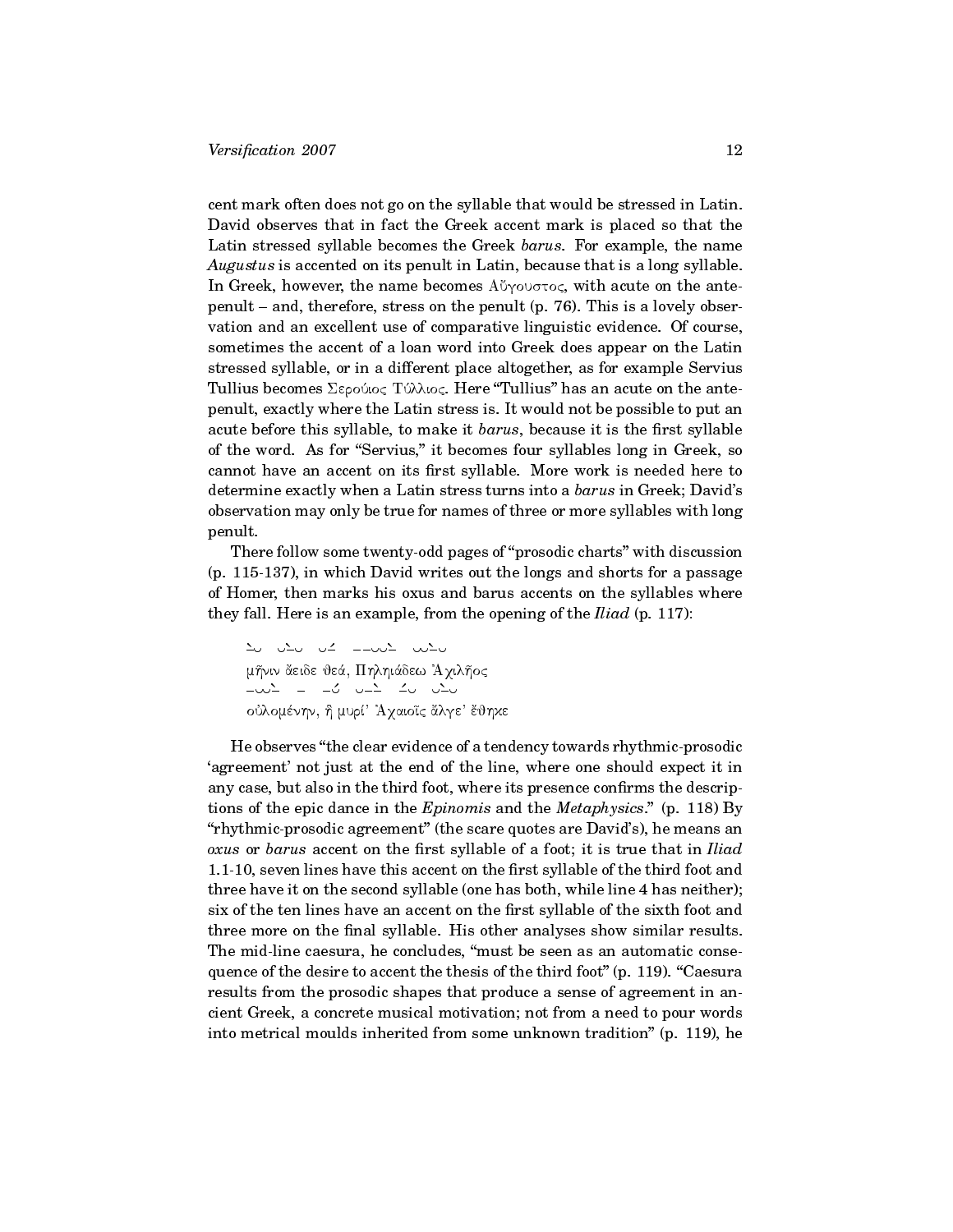cent mark often does not go on the syllable that would be stressed in Latin. David observes that in fact the Greek accent mark is placed so that the Latin stressed syllable becomes the Greek *barus*. For example, the name *Augustus* is accented on its penult in Latin, because that is a long syllable. In Greek, however, the name becomes Αὔγουστος, with acute on the antepenult – and, therefore, stress on the penult (p. 76). This is a lovely observation and an excellent use of comparative linguistic evidence. Of course, sometimes the accent of a loan word into Greek does appear on the Latin stressed syllable, or in a different place altogether, as for example Servius Tullius becomes Σερούιος Τύλλιος. Here "Tullius" has an acute on the antepenult, exactly where the Latin stress is. It would not be possible to put an acute before this syllable, to make it *barus*, because it is the first syllable of the word. As for "Servius," it becomes four syllables long in Greek, so cannot have an accent on its first syllable. More work is needed here to determine exactly when a Latin stress turns into a *barus* in Greek; David's observation may only be true for names of three or more syllables with long penult.

There follow some twenty-odd pages of "prosodic charts" with discussion (p. 115-137), in which David writes out the longs and shorts for a passage of Homer, then marks his oxus and barus accents on the syllables where they fall. Here is an example, from the opening of the *Iliad* (p. 117):

> –̀ ⏑ ⏑ –̀ ⏑ ⏑ –́ – – ⏑ ⏑ –̀ ⏑ ⏑ –̀ ⏑
> μῆνιν ἄειδε θεά, Πηληιάδεω Ἀχιλῆος
> – ⏑ ⏑ –̀ – – ⏑́ ⏑ – –̀ –́ ⏑ ⏑ –̀ ⏑
> οὐλομένην, ἣ μυρί' Ἀχαιοῖς ἄλγε' ἔθηκε

He observes "the clear evidence of a tendency towards rhythmic-prosodic 'agreement' not just at the end of the line, where one should expect it in any case, but also in the third foot, where its presence confirms the descriptions of the epic dance in the *Epinomis* and the *Metaphysics*." (p. 118) By "rhythmic-prosodic agreement" (the scare quotes are David's), he means an *oxus* or *barus* accent on the first syllable of a foot; it is true that in *Iliad* 1.1-10, seven lines have this accent on the first syllable of the third foot and three have it on the second syllable (one has both, while line 4 has neither); six of the ten lines have an accent on the first syllable of the sixth foot and three more on the final syllable. His other analyses show similar results. The mid-line caesura, he concludes, "must be seen as an automatic consequence of the desire to accent the thesis of the third foot" (p. 119). "Caesura results from the prosodic shapes that produce a sense of agreement in ancient Greek, a concrete musical motivation; not from a need to pour words into metrical moulds inherited from some unknown tradition" (p. 119), he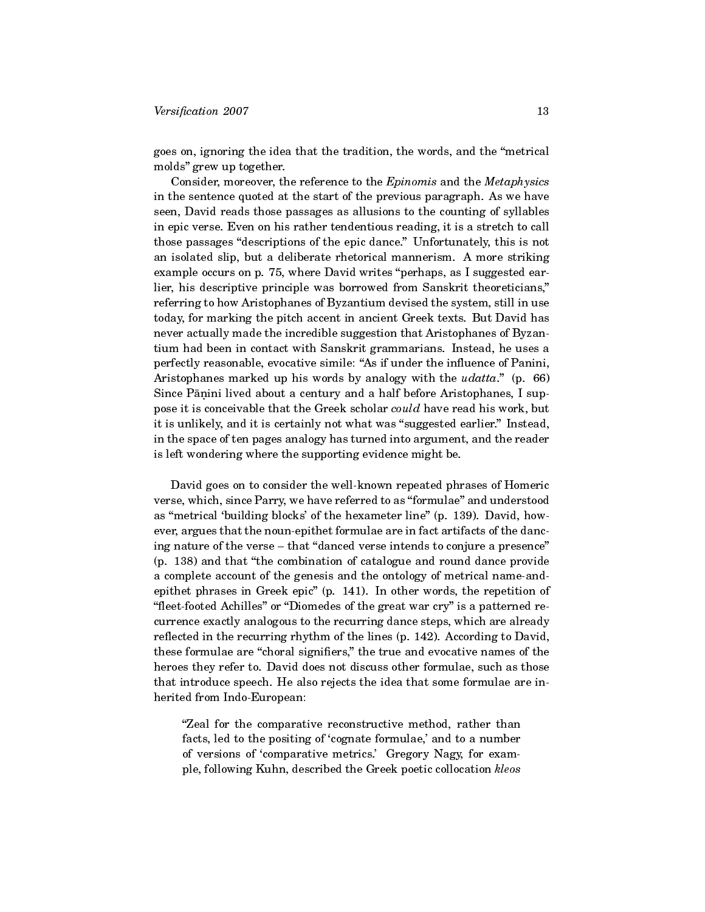goes on, ignoring the idea that the tradition, the words, and the "metrical molds" grew up together.

Consider, moreover, the reference to the *Epinomis* and the *Metaphysics* in the sentence quoted at the start of the previous paragraph. As we have seen, David reads those passages as allusions to the counting of syllables in epic verse. Even on his rather tendentious reading, it is a stretch to call those passages "descriptions of the epic dance." Unfortunately, this is not an isolated slip, but a deliberate rhetorical mannerism. A more striking example occurs on p. 75, where David writes "perhaps, as I suggested earlier, his descriptive principle was borrowed from Sanskrit theoreticians," referring to how Aristophanes of Byzantium devised the system, still in use today, for marking the pitch accent in ancient Greek texts. But David has never actually made the incredible suggestion that Aristophanes of Byzantium had been in contact with Sanskrit grammarians. Instead, he uses a perfectly reasonable, evocative simile: "As if under the influence of Panini, Aristophanes marked up his words by analogy with the *udatta*." (p. 66) Since Pāṇini lived about a century and a half before Aristophanes, I suppose it is conceivable that the Greek scholar *could* have read his work, but it is unlikely, and it is certainly not what was "suggested earlier." Instead, in the space of ten pages analogy has turned into argument, and the reader is left wondering where the supporting evidence might be.

David goes on to consider the well-known repeated phrases of Homeric verse, which, since Parry, we have referred to as "formulae" and understood as "metrical 'building blocks' of the hexameter line" (p. 139). David, however, argues that the noun-epithet formulae are in fact artifacts of the dancing nature of the verse – that "danced verse intends to conjure a presence" (p. 138) and that "the combination of catalogue and round dance provide a complete account of the genesis and the ontology of metrical name-and-epithet phrases in Greek epic" (p. 141). In other words, the repetition of "fleet-footed Achilles" or "Diomedes of the great war cry" is a patterned recurrence exactly analogous to the recurring dance steps, which are already reflected in the recurring rhythm of the lines (p. 142). According to David, these formulae are "choral signifiers," the true and evocative names of the heroes they refer to. David does not discuss other formulae, such as those that introduce speech. He also rejects the idea that some formulae are inherited from Indo-European:

> "Zeal for the comparative reconstructive method, rather than facts, led to the positing of 'cognate formulae,' and to a number of versions of 'comparative metrics.' Gregory Nagy, for example, following Kuhn, described the Greek poetic collocation *kleos*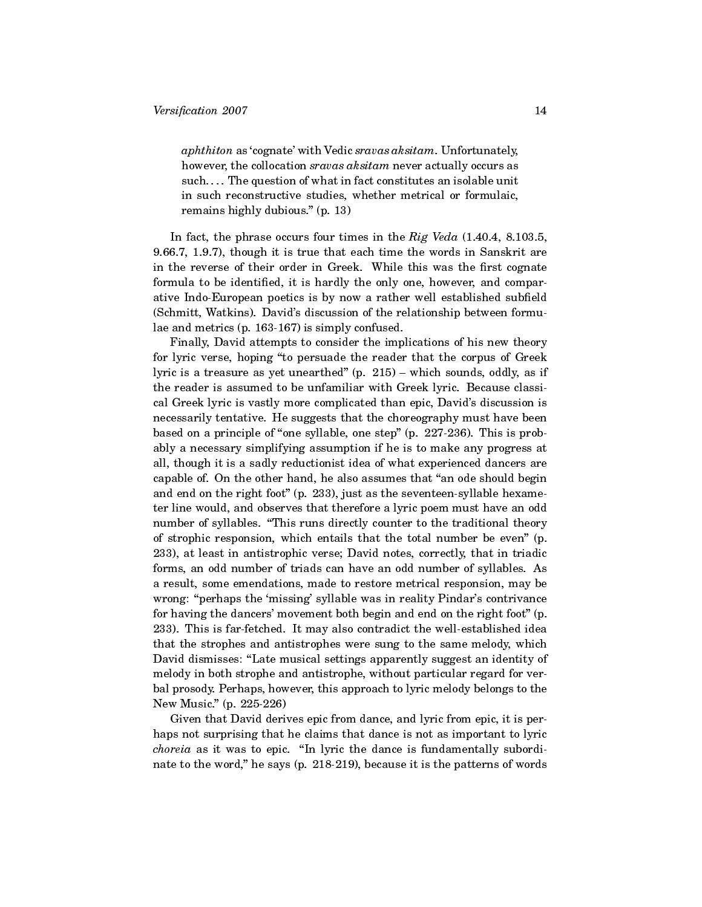> *aphthiton* as 'cognate' with Vedic *sravas aksitam*. Unfortunately, however, the collocation *sravas aksitam* never actually occurs as such.... The question of what in fact constitutes an isolable unit in such reconstructive studies, whether metrical or formulaic, remains highly dubious." (p. 13)

In fact, the phrase occurs four times in the *Rig Veda* (1.40.4, 8.103.5, 9.66.7, 1.9.7), though it is true that each time the words in Sanskrit are in the reverse of their order in Greek. While this was the first cognate formula to be identified, it is hardly the only one, however, and comparative Indo-European poetics is by now a rather well established subfield (Schmitt, Watkins). David's discussion of the relationship between formulae and metrics (p. 163-167) is simply confused.

Finally, David attempts to consider the implications of his new theory for lyric verse, hoping "to persuade the reader that the corpus of Greek lyric is a treasure as yet unearthed" (p. 215) – which sounds, oddly, as if the reader is assumed to be unfamiliar with Greek lyric. Because classical Greek lyric is vastly more complicated than epic, David's discussion is necessarily tentative. He suggests that the choreography must have been based on a principle of "one syllable, one step" (p. 227-236). This is probably a necessary simplifying assumption if he is to make any progress at all, though it is a sadly reductionist idea of what experienced dancers are capable of. On the other hand, he also assumes that "an ode should begin and end on the right foot" (p. 233), just as the seventeen-syllable hexameter line would, and observes that therefore a lyric poem must have an odd number of syllables. "This runs directly counter to the traditional theory of strophic responsion, which entails that the total number be even" (p. 233), at least in antistrophic verse; David notes, correctly, that in triadic forms, an odd number of triads can have an odd number of syllables. As a result, some emendations, made to restore metrical responsion, may be wrong: "perhaps the 'missing' syllable was in reality Pindar's contrivance for having the dancers' movement both begin and end on the right foot" (p. 233). This is far-fetched. It may also contradict the well-established idea that the strophes and antistrophes were sung to the same melody, which David dismisses: "Late musical settings apparently suggest an identity of melody in both strophe and antistrophe, without particular regard for verbal prosody. Perhaps, however, this approach to lyric melody belongs to the New Music." (p. 225-226)

Given that David derives epic from dance, and lyric from epic, it is perhaps not surprising that he claims that dance is not as important to lyric *choreia* as it was to epic. "In lyric the dance is fundamentally subordinate to the word," he says (p. 218-219), because it is the patterns of words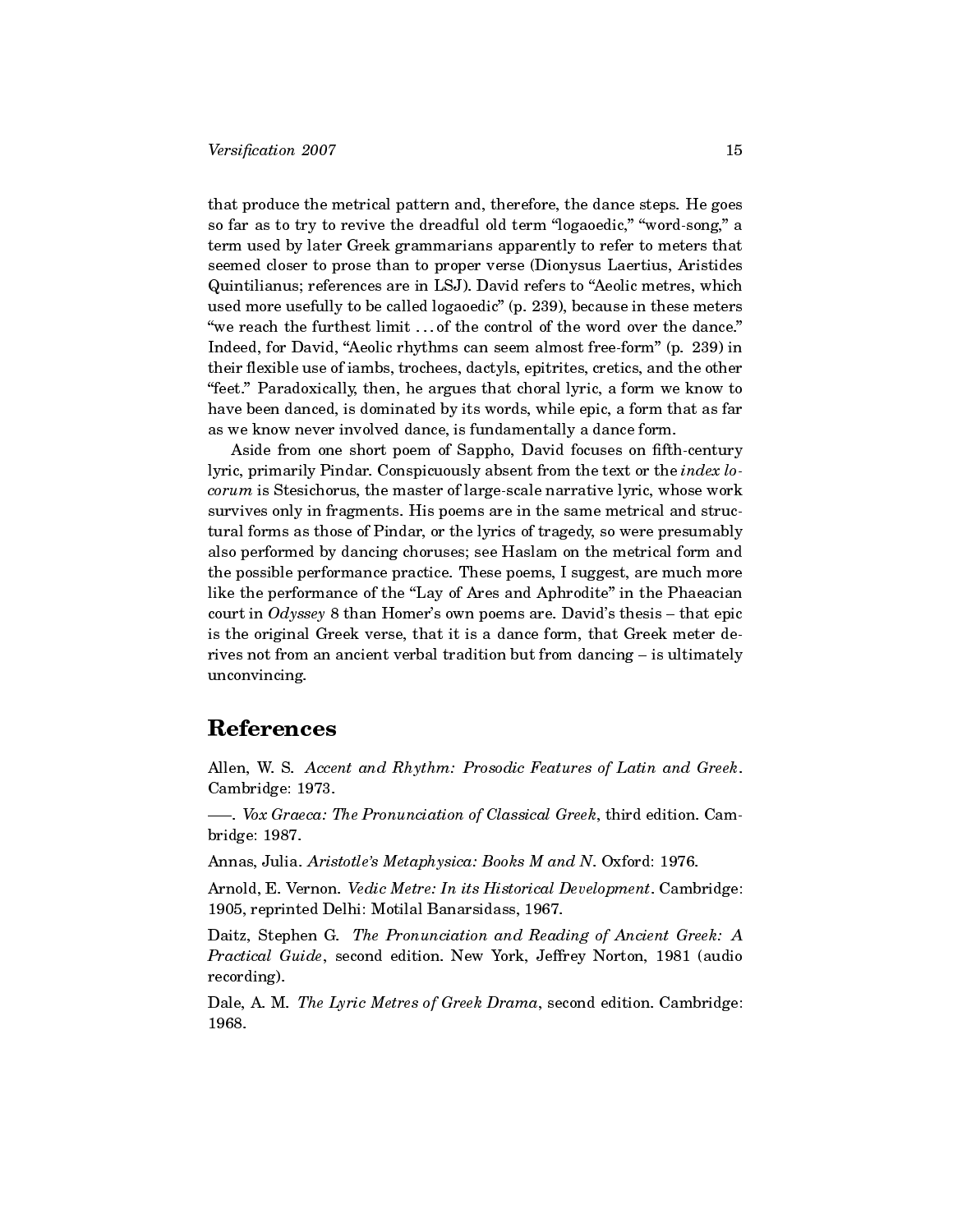that produce the metrical pattern and, therefore, the dance steps. He goes so far as to try to revive the dreadful old term "logaoedic," "word-song," a term used by later Greek grammarians apparently to refer to meters that seemed closer to prose than to proper verse (Dionysus Laertius, Aristides Quintilianus; references are in LSJ). David refers to "Aeolic metres, which used more usefully to be called logaoedic" (p. 239), because in these meters "we reach the furthest limit ... of the control of the word over the dance." Indeed, for David, "Aeolic rhythms can seem almost free-form" (p. 239) in their flexible use of iambs, trochees, dactyls, epitrites, cretics, and the other "feet." Paradoxically, then, he argues that choral lyric, a form we know to have been danced, is dominated by its words, while epic, a form that as far as we know never involved dance, is fundamentally a dance form.

Aside from one short poem of Sappho, David focuses on fifth-century lyric, primarily Pindar. Conspicuously absent from the text or the *index locorum* is Stesichorus, the master of large-scale narrative lyric, whose work survives only in fragments. His poems are in the same metrical and structural forms as those of Pindar, or the lyrics of tragedy, so were presumably also performed by dancing choruses; see Haslam on the metrical form and the possible performance practice. These poems, I suggest, are much more like the performance of the "Lay of Ares and Aphrodite" in the Phaeacian court in *Odyssey* 8 than Homer's own poems are. David's thesis – that epic is the original Greek verse, that it is a dance form, that Greek meter derives not from an ancient verbal tradition but from dancing – is ultimately unconvincing.

## References

Allen, W. S. *Accent and Rhythm: Prosodic Features of Latin and Greek*. Cambridge: 1973.

——. *Vox Graeca: The Pronunciation of Classical Greek*, third edition. Cambridge: 1987.

Annas, Julia. *Aristotle's Metaphysica: Books M and N*. Oxford: 1976.

Arnold, E. Vernon. *Vedic Metre: In its Historical Development*. Cambridge: 1905, reprinted Delhi: Motilal Banarsidass, 1967.

Daitz, Stephen G. *The Pronunciation and Reading of Ancient Greek: A Practical Guide*, second edition. New York, Jeffrey Norton, 1981 (audio recording).

Dale, A. M. *The Lyric Metres of Greek Drama*, second edition. Cambridge: 1968.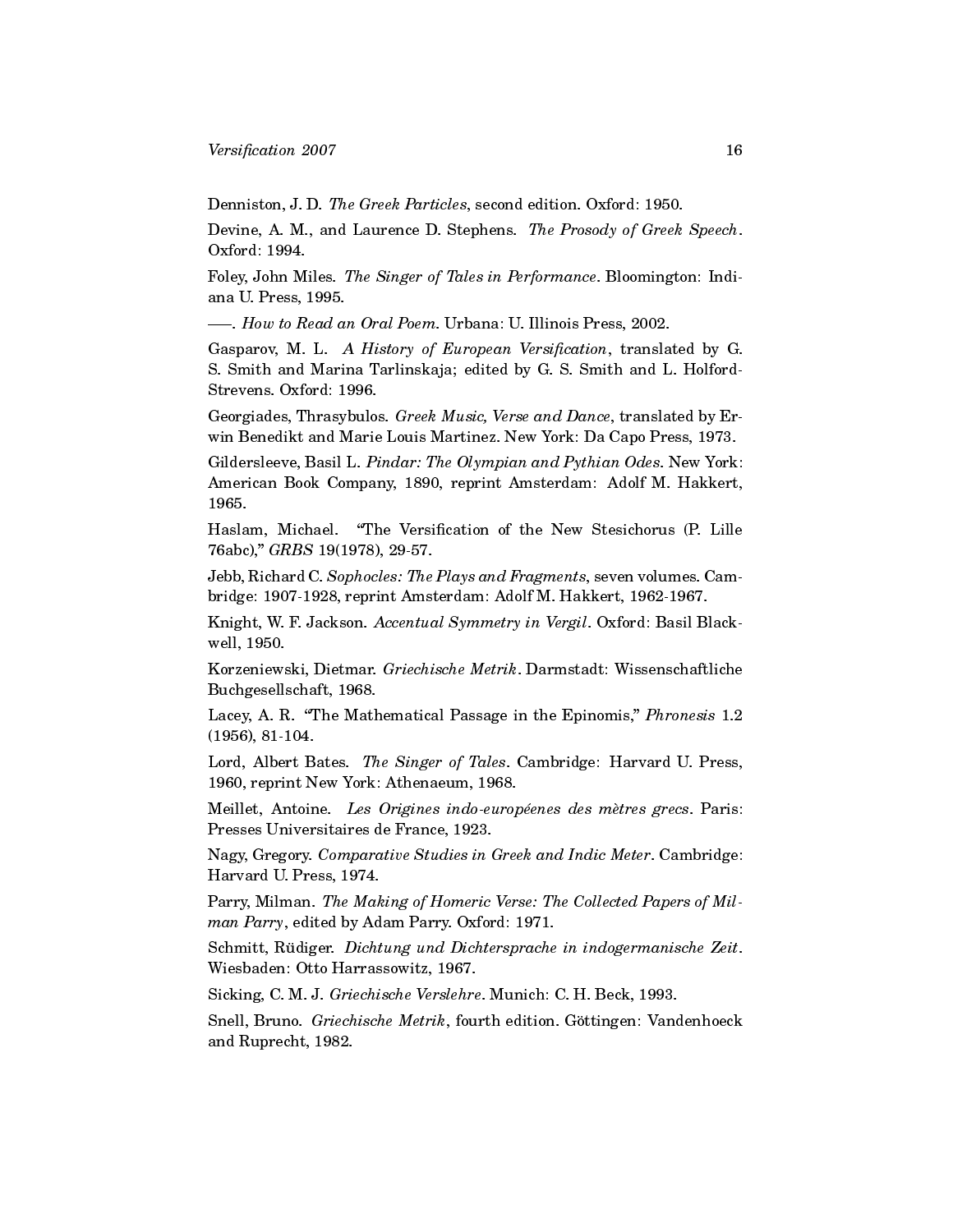Denniston, J. D. *The Greek Particles*, second edition. Oxford: 1950.

Devine, A. M., and Laurence D. Stephens. *The Prosody of Greek Speech*. Oxford: 1994.

Foley, John Miles. *The Singer of Tales in Performance*. Bloomington: Indiana U. Press, 1995.

——. *How to Read an Oral Poem*. Urbana: U. Illinois Press, 2002.

Gasparov, M. L. *A History of European Versification*, translated by G. S. Smith and Marina Tarlinskaja; edited by G. S. Smith and L. Holford-Strevens. Oxford: 1996.

Georgiades, Thrasybulos. *Greek Music, Verse and Dance*, translated by Erwin Benedikt and Marie Louis Martinez. New York: Da Capo Press, 1973.

Gildersleeve, Basil L. *Pindar: The Olympian and Pythian Odes*. New York: American Book Company, 1890, reprint Amsterdam: Adolf M. Hakkert, 1965.

Haslam, Michael. "The Versification of the New Stesichorus (P. Lille 76abc)," *GRBS* 19(1978), 29-57.

Jebb, Richard C. *Sophocles: The Plays and Fragments*, seven volumes. Cambridge: 1907-1928, reprint Amsterdam: Adolf M. Hakkert, 1962-1967.

Knight, W. F. Jackson. *Accentual Symmetry in Vergil*. Oxford: Basil Blackwell, 1950.

Korzeniewski, Dietmar. *Griechische Metrik*. Darmstadt: Wissenschaftliche Buchgesellschaft, 1968.

Lacey, A. R. "The Mathematical Passage in the Epinomis," *Phronesis* 1.2 (1956), 81-104.

Lord, Albert Bates. *The Singer of Tales*. Cambridge: Harvard U. Press, 1960, reprint New York: Athenaeum, 1968.

Meillet, Antoine. *Les Origines indo-européenes des mètres grecs*. Paris: Presses Universitaires de France, 1923.

Nagy, Gregory. *Comparative Studies in Greek and Indic Meter*. Cambridge: Harvard U. Press, 1974.

Parry, Milman. *The Making of Homeric Verse: The Collected Papers of Milman Parry*, edited by Adam Parry. Oxford: 1971.

Schmitt, Rüdiger. *Dichtung und Dichtersprache in indogermanische Zeit*. Wiesbaden: Otto Harrassowitz, 1967.

Sicking, C. M. J. *Griechische Verslehre*. Munich: C. H. Beck, 1993.

Snell, Bruno. *Griechische Metrik*, fourth edition. Göttingen: Vandenhoeck and Ruprecht, 1982.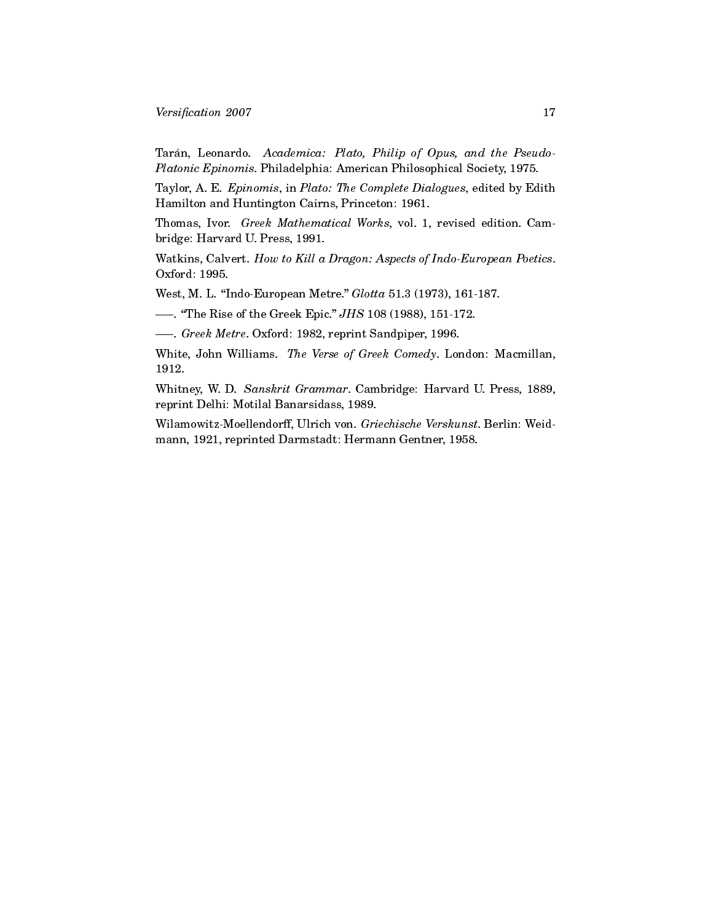Tarán, Leonardo. *Academica: Plato, Philip of Opus, and the Pseudo-Platonic Epinomis*. Philadelphia: American Philosophical Society, 1975.

Taylor, A. E. *Epinomis*, in *Plato: The Complete Dialogues*, edited by Edith Hamilton and Huntington Cairns, Princeton: 1961.

Thomas, Ivor. *Greek Mathematical Works*, vol. 1, revised edition. Cambridge: Harvard U. Press, 1991.

Watkins, Calvert. *How to Kill a Dragon: Aspects of Indo-European Poetics*. Oxford: 1995.

West, M. L. "Indo-European Metre." *Glotta* 51.3 (1973), 161-187.

—–. "The Rise of the Greek Epic." *JHS* 108 (1988), 151-172.

—–. *Greek Metre*. Oxford: 1982, reprint Sandpiper, 1996.

White, John Williams. *The Verse of Greek Comedy*. London: Macmillan, 1912.

Whitney, W. D. *Sanskrit Grammar*. Cambridge: Harvard U. Press, 1889, reprint Delhi: Motilal Banarsidass, 1989.

Wilamowitz-Moellendorff, Ulrich von. *Griechische Verskunst*. Berlin: Weidmann, 1921, reprinted Darmstadt: Hermann Gentner, 1958.